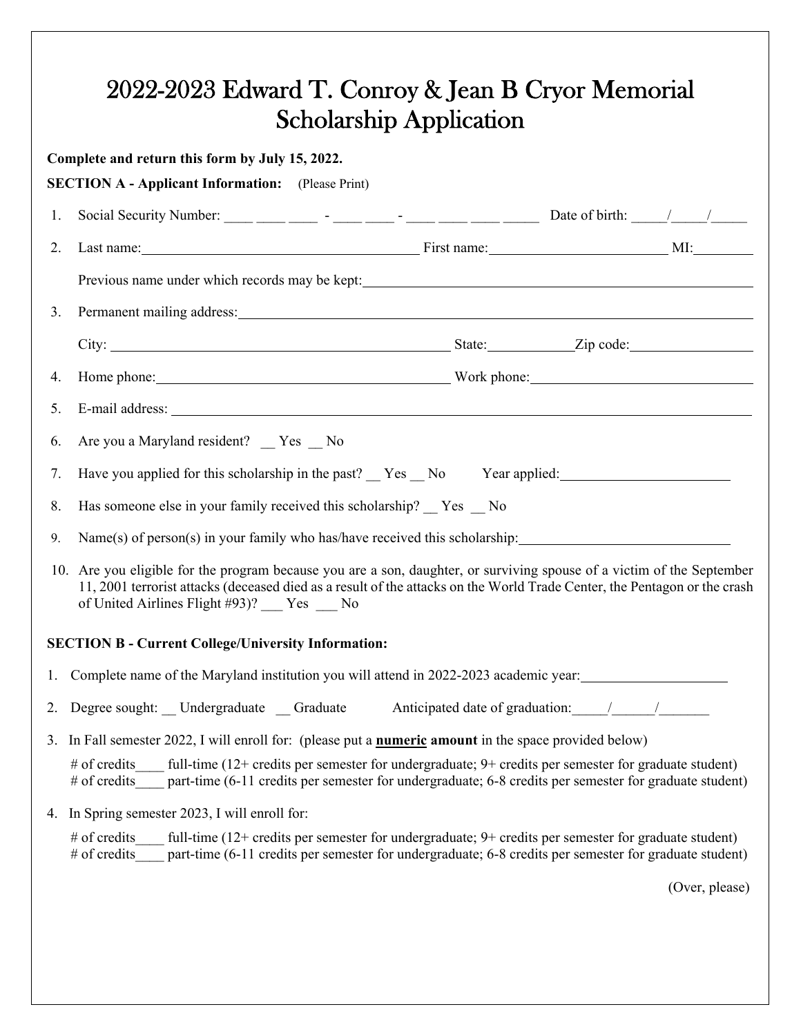# 2022-2023 Edward T. Conroy & Jean B Cryor Memorial Scholarship Application

**Complete and return this form by July 15, 2022.**

**SECTION A - Applicant Information:** (Please Print)

1. Social Security Number: ____ ____ ____ - ____ ____ - ____ ____ ____ _____ Date of birth: _____/_____/_____
2. Last name:________________________ First name:________________________ MI:________

   Previous name under which records may be kept:________________________
3. Permanent mailing address:________________________

   City: ________________________ State:____________Zip code:________________
4. Home phone:________________________ Work phone:________________________
5. E-mail address: ________________________
6. Are you a Maryland resident? __ Yes __ No
7. Have you applied for this scholarship in the past? __ Yes __ No Year applied:________________
8. Has someone else in your family received this scholarship? __ Yes __ No
9. Name(s) of person(s) in your family who has/have received this scholarship:________________
10. Are you eligible for the program because you are a son, daughter, or surviving spouse of a victim of the September 11, 2001 terrorist attacks (deceased died as a result of the attacks on the World Trade Center, the Pentagon or the crash of United Airlines Flight #93)? ___ Yes ___ No

**SECTION B - Current College/University Information:**

1. Complete name of the Maryland institution you will attend in 2022-2023 academic year:________________
2. Degree sought: __ Undergraduate __ Graduate Anticipated date of graduation:_____/______/_______
3. In Fall semester 2022, I will enroll for: (please put a **numeric amount** in the space provided below)

   # of credits____ full-time (12+ credits per semester for undergraduate; 9+ credits per semester for graduate student)
   # of credits____ part-time (6-11 credits per semester for undergraduate; 6-8 credits per semester for graduate student)
4. In Spring semester 2023, I will enroll for:

   # of credits____ full-time (12+ credits per semester for undergraduate; 9+ credits per semester for graduate student)
   # of credits____ part-time (6-11 credits per semester for undergraduate; 6-8 credits per semester for graduate student)

(Over, please)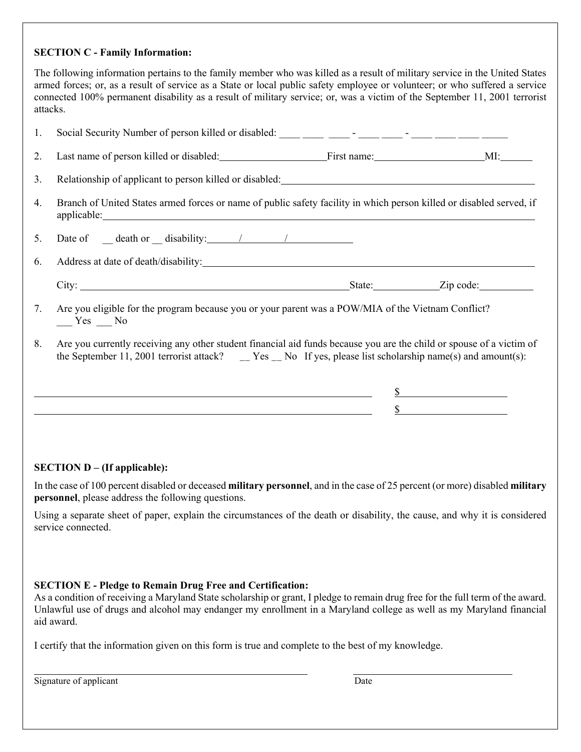**SECTION C - Family Information:**

The following information pertains to the family member who was killed as a result of military service in the United States armed forces; or, as a result of service as a State or local public safety employee or volunteer; or who suffered a service connected 100% permanent disability as a result of military service; or, was a victim of the September 11, 2001 terrorist attacks.

1. Social Security Number of person killed or disabled: ____ ____ ____ - ____ ____ - ____ ____ ____ _____

2. Last name of person killed or disabled:____________________ First name:____________________ MI:______

3. Relationship of applicant to person killed or disabled:______________________________________________

4. Branch of United States armed forces or name of public safety facility in which person killed or disabled served, if applicable:______________________________________________________________________________

5. Date of __ death or __ disability:______/________/____________

6. Address at date of death/disability:___________________________________________________________

   City: ______________________________________________ State:____________ Zip code:__________

7. Are you eligible for the program because you or your parent was a POW/MIA of the Vietnam Conflict?
   ___ Yes ___ No

8. Are you currently receiving any other student financial aid funds because you are the child or spouse of a victim of the September 11, 2001 terrorist attack? __ Yes __ No If yes, please list scholarship name(s) and amount(s):

_____________________________________________________________ $____________________

_____________________________________________________________ $____________________

**SECTION D – (If applicable):**

In the case of 100 percent disabled or deceased **military personnel**, and in the case of 25 percent (or more) disabled **military personnel**, please address the following questions.

Using a separate sheet of paper, explain the circumstances of the death or disability, the cause, and why it is considered service connected.

**SECTION E - Pledge to Remain Drug Free and Certification:**

As a condition of receiving a Maryland State scholarship or grant, I pledge to remain drug free for the full term of the award. Unlawful use of drugs and alcohol may endanger my enrollment in a Maryland college as well as my Maryland financial aid award.

I certify that the information given on this form is true and complete to the best of my knowledge.

_____________________________________________ ______________________________

Signature of applicant Date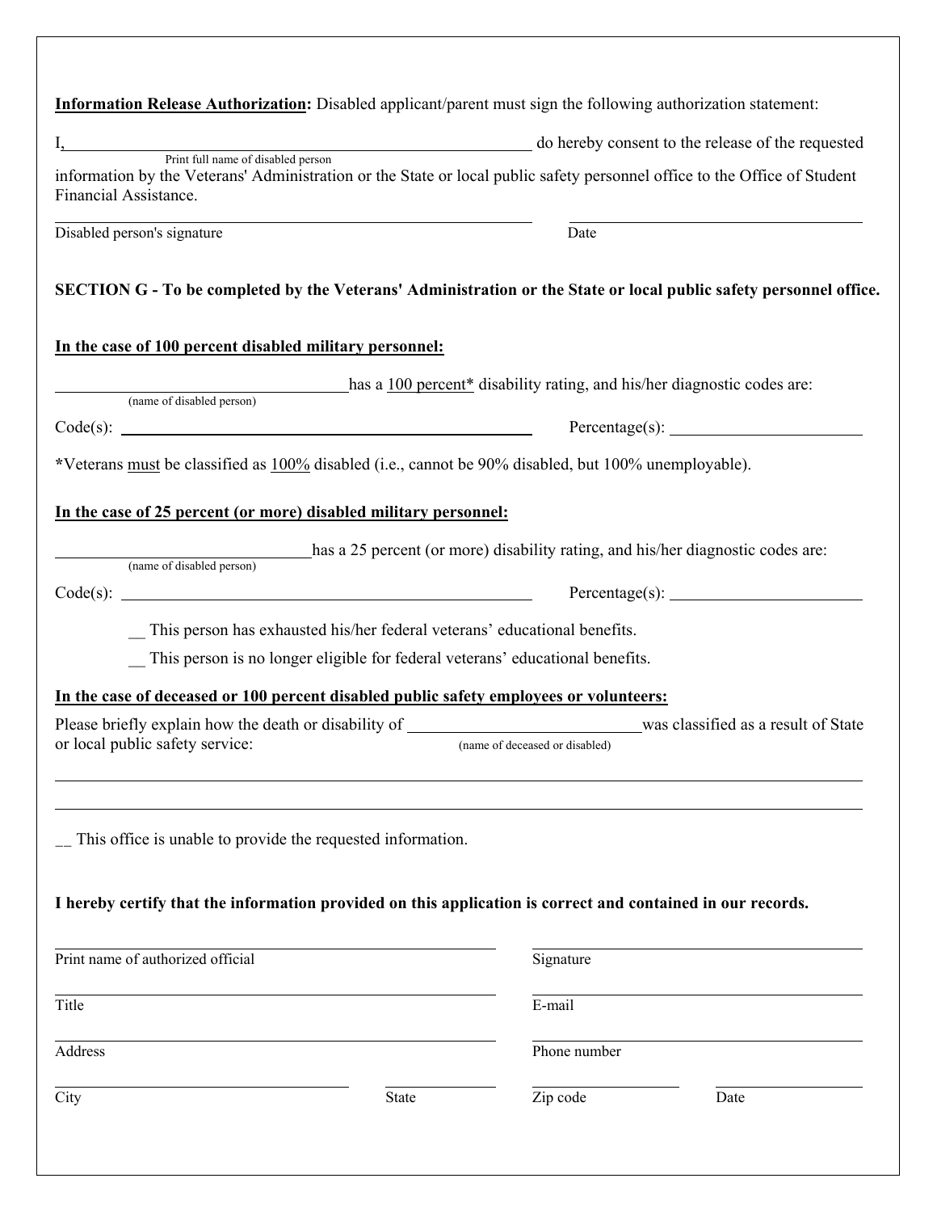**Information Release Authorization:** Disabled applicant/parent must sign the following authorization statement:

I, ______________________________________________ do hereby consent to the release of the requested
Print full name of disabled person
information by the Veterans' Administration or the State or local public safety personnel office to the Office of Student Financial Assistance.

______________________________________________ ______________________________
Disabled person's signature Date

**SECTION G - To be completed by the Veterans' Administration or the State or local public safety personnel office.**

**In the case of 100 percent disabled military personnel:**

______________________________ has a 100 percent* disability rating, and his/her diagnostic codes are:
(name of disabled person)

Code(s): ______________________________________ Percentage(s): ____________________

***Veterans must be classified as 100% disabled (i.e., cannot be 90% disabled, but 100% unemployable).

**In the case of 25 percent (or more) disabled military personnel:**

__________________________ has a 25 percent (or more) disability rating, and his/her diagnostic codes are:
(name of disabled person)

Code(s): ______________________________________ Percentage(s): ____________________

__ This person has exhausted his/her federal veterans' educational benefits.

__ This person is no longer eligible for federal veterans' educational benefits.

**In the case of deceased or 100 percent disabled public safety employees or volunteers:**

Please briefly explain how the death or disability of ________________________ was classified as a result of State or local public safety service:
(name of deceased or disabled)

______________________________________________________________________________

______________________________________________________________________________

__ This office is unable to provide the requested information.

**I hereby certify that the information provided on this application is correct and contained in our records.**

______________________________________ ______________________________
Print name of authorized official Signature

______________________________________ ______________________________
Title E-mail

______________________________________ ______________________________
Address Phone number

__________________________ ____________ ______________ ______________
City State Zip code Date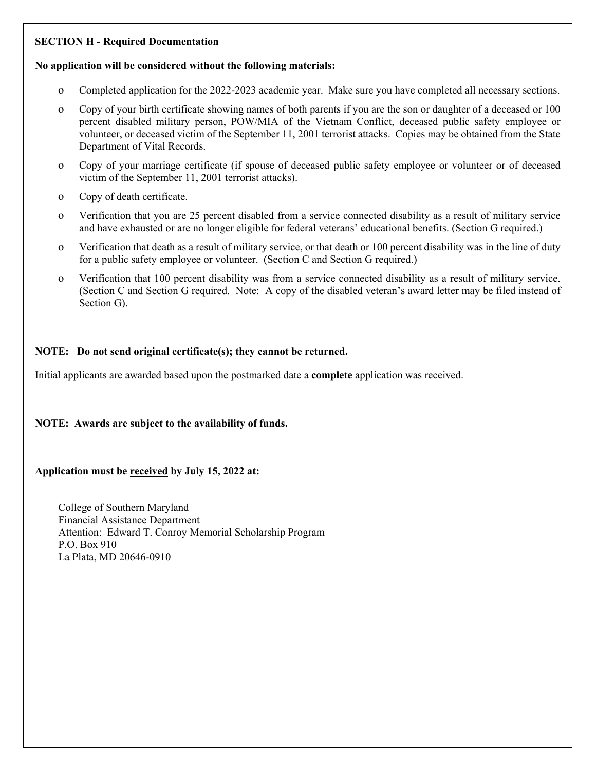**SECTION H - Required Documentation**

**No application will be considered without the following materials:**

- Completed application for the 2022-2023 academic year. Make sure you have completed all necessary sections.
- Copy of your birth certificate showing names of both parents if you are the son or daughter of a deceased or 100 percent disabled military person, POW/MIA of the Vietnam Conflict, deceased public safety employee or volunteer, or deceased victim of the September 11, 2001 terrorist attacks. Copies may be obtained from the State Department of Vital Records.
- Copy of your marriage certificate (if spouse of deceased public safety employee or volunteer or of deceased victim of the September 11, 2001 terrorist attacks).
- Copy of death certificate.
- Verification that you are 25 percent disabled from a service connected disability as a result of military service and have exhausted or are no longer eligible for federal veterans' educational benefits. (Section G required.)
- Verification that death as a result of military service, or that death or 100 percent disability was in the line of duty for a public safety employee or volunteer. (Section C and Section G required.)
- Verification that 100 percent disability was from a service connected disability as a result of military service. (Section C and Section G required. Note: A copy of the disabled veteran's award letter may be filed instead of Section G).

**NOTE: Do not send original certificate(s); they cannot be returned.**

Initial applicants are awarded based upon the postmarked date a **complete** application was received.

**NOTE: Awards are subject to the availability of funds.**

**Application must be <u>received</u> by July 15, 2022 at:**

College of Southern Maryland
Financial Assistance Department
Attention: Edward T. Conroy Memorial Scholarship Program
P.O. Box 910
La Plata, MD 20646-0910